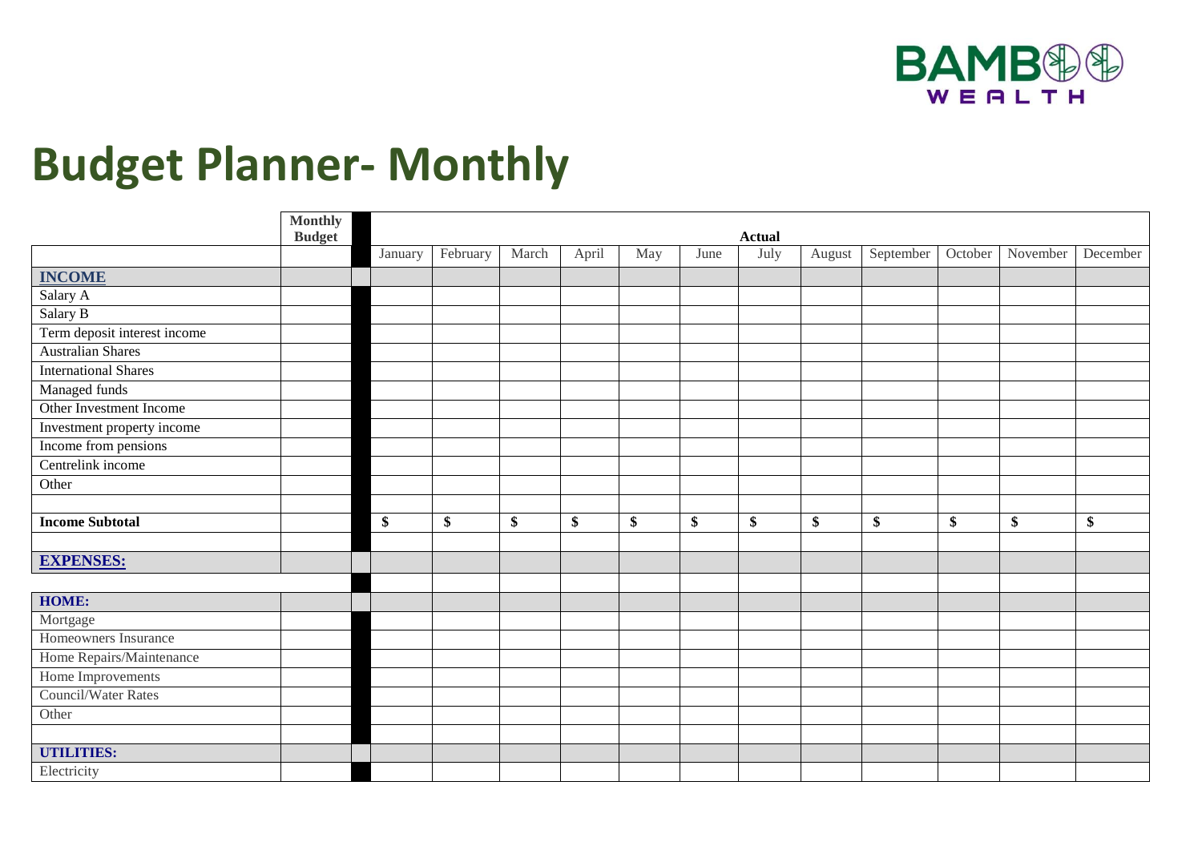BAMBOO WEALTH

# Budget Planner- Monthly

| | Monthly Budget | | Actual | | | | | | | | | | | |
|---|---|---|---|---|---|---|---|---|---|---|---|---|---|---|
| | | | January | February | March | April | May | June | July | August | September | October | November | December |
| **INCOME** | | | | | | | | | | | | | | |
| Salary A | | | | | | | | | | | | | | |
| Salary B | | | | | | | | | | | | | | |
| Term deposit interest income | | | | | | | | | | | | | | |
| Australian Shares | | | | | | | | | | | | | | |
| International Shares | | | | | | | | | | | | | | |
| Managed funds | | | | | | | | | | | | | | |
| Other Investment Income | | | | | | | | | | | | | | |
| Investment property income | | | | | | | | | | | | | | |
| Income from pensions | | | | | | | | | | | | | | |
| Centrelink income | | | | | | | | | | | | | | |
| Other | | | | | | | | | | | | | | |
| | | | | | | | | | | | | | | |
| **Income Subtotal** | | | **$** | **$** | **$** | **$** | **$** | **$** | **$** | **$** | **$** | **$** | **$** | **$** |
| | | | | | | | | | | | | | | |
| **EXPENSES:** | | | | | | | | | | | | | | |
| | | | | | | | | | | | | | | |
| **HOME:** | | | | | | | | | | | | | | |
| Mortgage | | | | | | | | | | | | | | |
| Homeowners Insurance | | | | | | | | | | | | | | |
| Home Repairs/Maintenance | | | | | | | | | | | | | | |
| Home Improvements | | | | | | | | | | | | | | |
| Council/Water Rates | | | | | | | | | | | | | | |
| Other | | | | | | | | | | | | | | |
| | | | | | | | | | | | | | | |
| **UTILITIES:** | | | | | | | | | | | | | | |
| Electricity | | | | | | | | | | | | | | |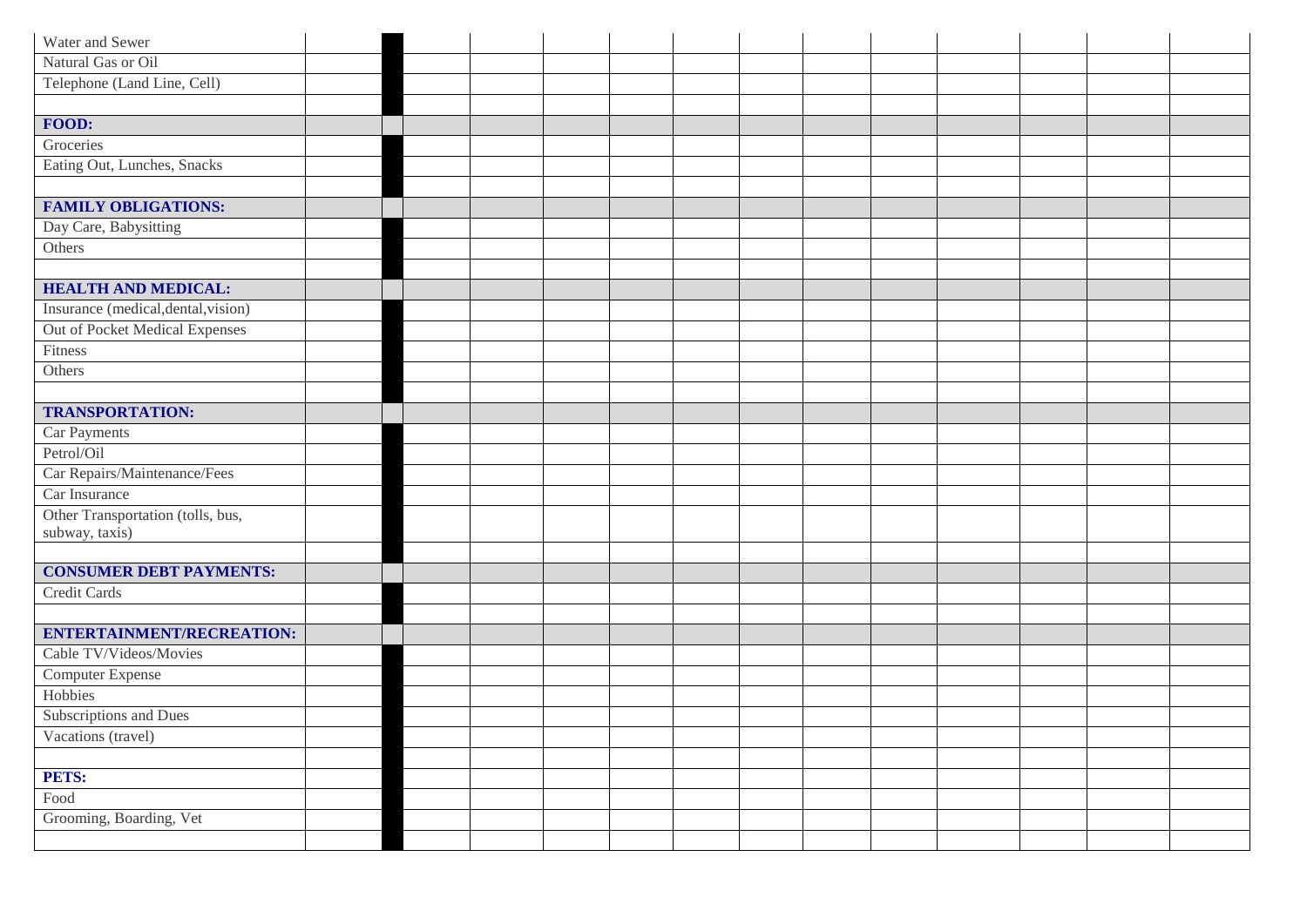| | | | | | | | | | | | | | | |
|---|---|---|---|---|---|---|---|---|---|---|---|---|---|---|
| Water and Sewer | | | | | | | | | | | | | | |
| Natural Gas or Oil | | | | | | | | | | | | | | |
| Telephone (Land Line, Cell) | | | | | | | | | | | | | | |
| | | | | | | | | | | | | | | |
| **FOOD:** | | | | | | | | | | | | | | |
| Groceries | | | | | | | | | | | | | | |
| Eating Out, Lunches, Snacks | | | | | | | | | | | | | | |
| | | | | | | | | | | | | | | |
| **FAMILY OBLIGATIONS:** | | | | | | | | | | | | | | |
| Day Care, Babysitting | | | | | | | | | | | | | | |
| Others | | | | | | | | | | | | | | |
| | | | | | | | | | | | | | | |
| **HEALTH AND MEDICAL:** | | | | | | | | | | | | | | |
| Insurance (medical,dental,vision) | | | | | | | | | | | | | | |
| Out of Pocket Medical Expenses | | | | | | | | | | | | | | |
| Fitness | | | | | | | | | | | | | | |
| Others | | | | | | | | | | | | | | |
| | | | | | | | | | | | | | | |
| **TRANSPORTATION:** | | | | | | | | | | | | | | |
| Car Payments | | | | | | | | | | | | | | |
| Petrol/Oil | | | | | | | | | | | | | | |
| Car Repairs/Maintenance/Fees | | | | | | | | | | | | | | |
| Car Insurance | | | | | | | | | | | | | | |
| Other Transportation (tolls, bus, subway, taxis) | | | | | | | | | | | | | | |
| | | | | | | | | | | | | | | |
| **CONSUMER DEBT PAYMENTS:** | | | | | | | | | | | | | | |
| Credit Cards | | | | | | | | | | | | | | |
| | | | | | | | | | | | | | | |
| **ENTERTAINMENT/RECREATION:** | | | | | | | | | | | | | | |
| Cable TV/Videos/Movies | | | | | | | | | | | | | | |
| Computer Expense | | | | | | | | | | | | | | |
| Hobbies | | | | | | | | | | | | | | |
| Subscriptions and Dues | | | | | | | | | | | | | | |
| Vacations (travel) | | | | | | | | | | | | | | |
| | | | | | | | | | | | | | | |
| **PETS:** | | | | | | | | | | | | | | |
| Food | | | | | | | | | | | | | | |
| Grooming, Boarding, Vet | | | | | | | | | | | | | | |
| | | | | | | | | | | | | | | |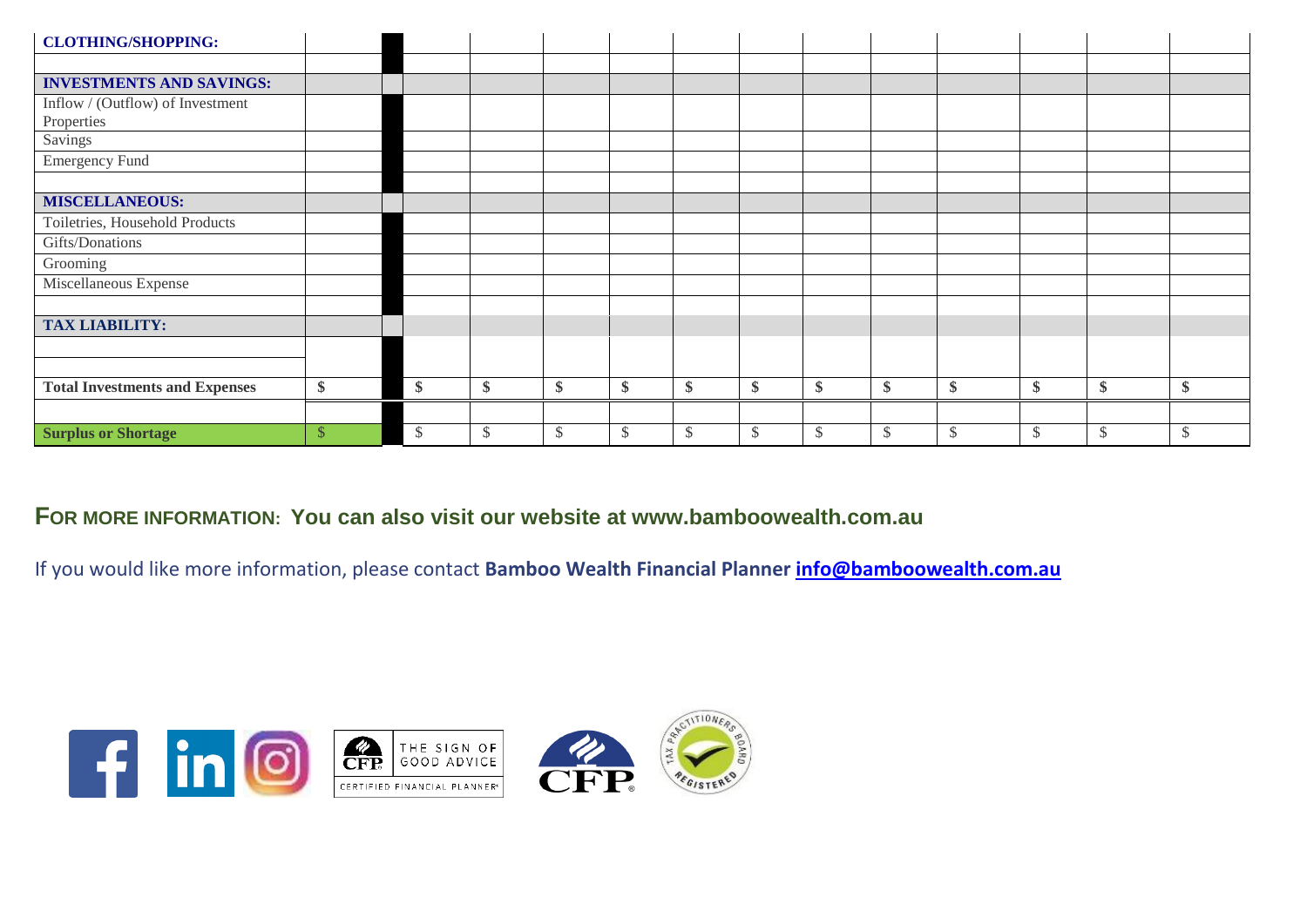| | | | | | | | | | | | | | |
|---|---|---|---|---|---|---|---|---|---|---|---|---|---|
| **CLOTHING/SHOPPING:** | | | | | | | | | | | | | |
| | | | | | | | | | | | | | |
| **INVESTMENTS AND SAVINGS:** | | | | | | | | | | | | | |
| Inflow / (Outflow) of Investment Properties | | | | | | | | | | | | | |
| Savings | | | | | | | | | | | | | |
| Emergency Fund | | | | | | | | | | | | | |
| | | | | | | | | | | | | | |
| **MISCELLANEOUS:** | | | | | | | | | | | | | |
| Toiletries, Household Products | | | | | | | | | | | | | |
| Gifts/Donations | | | | | | | | | | | | | |
| Grooming | | | | | | | | | | | | | |
| Miscellaneous Expense | | | | | | | | | | | | | |
| | | | | | | | | | | | | | |
| **TAX LIABILITY:** | | | | | | | | | | | | | |
| | | | | | | | | | | | | | |
| **Total Investments and Expenses** | **$** | | **$** | **$** | **$** | **$** | **$** | **$** | **$** | **$** | **$** | **$** | **$** |
| | | | | | | | | | | | | | |
| **Surplus or Shortage** | $ | | $ | $ | $ | $ | $ | $ | $ | $ | $ | $ | $ |

**FOR MORE INFORMATION: You can also visit our website at www.bamboowealth.com.au**

If you would like more information, please contact **Bamboo Wealth Financial Planner [info@bamboowealth.com.au](mailto:info@bamboowealth.com.au)**

THE SIGN OF GOOD ADVICE
CERTIFIED FINANCIAL PLANNER®